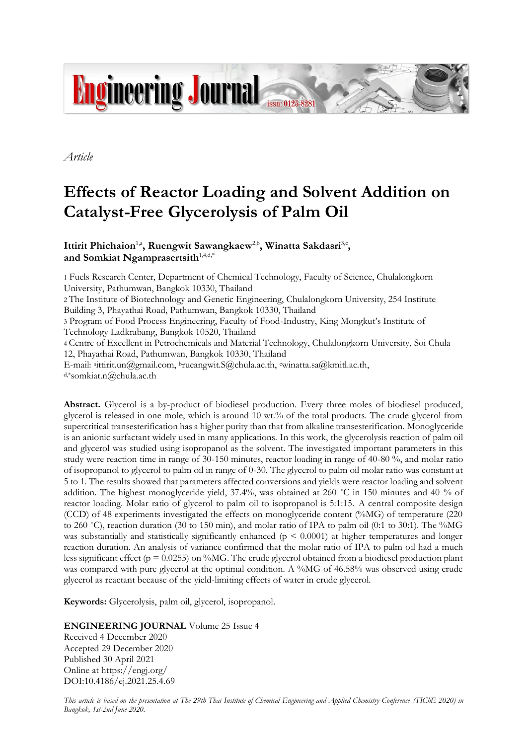*Article*

# Effects of Reactor Loading and Solvent Addition on Catalyst-Free Glycerolysis of Palm Oil

**Ittirit Phichaion**[1,a]**, Ruengwit Sawangkaew**[2,b]**, Winatta Sakdasri**[3,c]**, and Somkiat Ngamprasertsith**[1,4,d,*]

1 Fuels Research Center, Department of Chemical Technology, Faculty of Science, Chulalongkorn University, Pathumwan, Bangkok 10330, Thailand

2 The Institute of Biotechnology and Genetic Engineering, Chulalongkorn University, 254 Institute Building 3, Phayathai Road, Pathumwan, Bangkok 10330, Thailand

3 Program of Food Process Engineering, Faculty of Food-Industry, King Mongkut's Institute of Technology Ladkrabang, Bangkok 10520, Thailand

4 Centre of Excellent in Petrochemicals and Material Technology, Chulalongkorn University, Soi Chula 12, Phayathai Road, Pathumwan, Bangkok 10330, Thailand

E-mail: [a]ittirit.un@gmail.com, [b]rueangwit.S@chula.ac.th, [c]winatta.sa@kmitl.ac.th, [d,*]somkiat.n@chula.ac.th

**Abstract.** Glycerol is a by-product of biodiesel production. Every three moles of biodiesel produced, glycerol is released in one mole, which is around 10 wt.% of the total products. The crude glycerol from supercritical transesterification has a higher purity than that from alkaline transesterification. Monoglyceride is an anionic surfactant widely used in many applications. In this work, the glycerolysis reaction of palm oil and glycerol was studied using isopropanol as the solvent. The investigated important parameters in this study were reaction time in range of 30-150 minutes, reactor loading in range of 40-80 %, and molar ratio of isopropanol to glycerol to palm oil in range of 0-30. The glycerol to palm oil molar ratio was constant at 5 to 1. The results showed that parameters affected conversions and yields were reactor loading and solvent addition. The highest monoglyceride yield, 37.4%, was obtained at 260 °C in 150 minutes and 40 % of reactor loading. Molar ratio of glycerol to palm oil to isopropanol is 5:1:15. A central composite design (CCD) of 48 experiments investigated the effects on monoglyceride content (%MG) of temperature (220 to 260 °C), reaction duration (30 to 150 min), and molar ratio of IPA to palm oil (0:1 to 30:1). The %MG was substantially and statistically significantly enhanced ($p < 0.0001$) at higher temperatures and longer reaction duration. An analysis of variance confirmed that the molar ratio of IPA to palm oil had a much less significant effect ($p = 0.0255$) on %MG. The crude glycerol obtained from a biodiesel production plant was compared with pure glycerol at the optimal condition. A %MG of 46.58% was observed using crude glycerol as reactant because of the yield-limiting effects of water in crude glycerol.

**Keywords:** Glycerolysis, palm oil, glycerol, isopropanol.

**ENGINEERING JOURNAL** Volume 25 Issue 4
Received 4 December 2020
Accepted 29 December 2020
Published 30 April 2021
Online at https://engj.org/
DOI:10.4186/ej.2021.25.4.69

*This article is based on the presentation at The 29th Thai Institute of Chemical Engineering and Applied Chemistry Conference (TIChE 2020) in Bangkok, 1st-2nd June 2020.*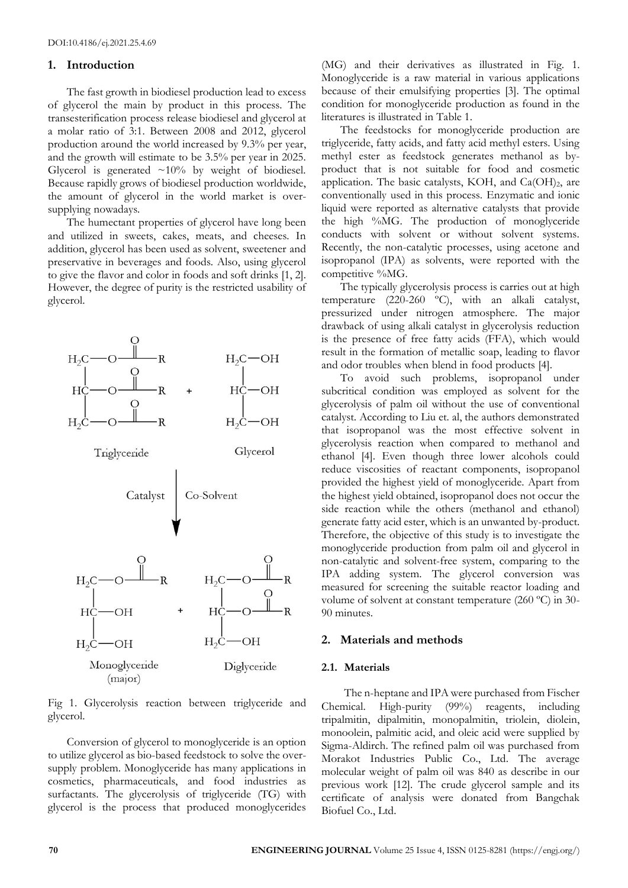DOI:10.4186/ej.2021.25.4.69

## 1. Introduction

The fast growth in biodiesel production lead to excess of glycerol the main by product in this process. The transesterification process release biodiesel and glycerol at a molar ratio of 3:1. Between 2008 and 2012, glycerol production around the world increased by 9.3% per year, and the growth will estimate to be 3.5% per year in 2025. Glycerol is generated ~10% by weight of biodiesel. Because rapidly grows of biodiesel production worldwide, the amount of glycerol in the world market is over-supplying nowadays.

The humectant properties of glycerol have long been and utilized in sweets, cakes, meats, and cheeses. In addition, glycerol has been used as solvent, sweetener and preservative in beverages and foods. Also, using glycerol to give the flavor and color in foods and soft drinks [1, 2]. However, the degree of purity is the restricted usability of glycerol.

Fig 1. Glycerolysis reaction between triglyceride and glycerol.

Conversion of glycerol to monoglyceride is an option to utilize glycerol as bio-based feedstock to solve the over-supply problem. Monoglyceride has many applications in cosmetics, pharmaceuticals, and food industries as surfactants. The glycerolysis of triglyceride (TG) with glycerol is the process that produced monoglycerides (MG) and their derivatives as illustrated in Fig. 1. Monoglyceride is a raw material in various applications because of their emulsifying properties [3]. The optimal condition for monoglyceride production as found in the literatures is illustrated in Table 1.

The feedstocks for monoglyceride production are triglyceride, fatty acids, and fatty acid methyl esters. Using methyl ester as feedstock generates methanol as by-product that is not suitable for food and cosmetic application. The basic catalysts, KOH, and $Ca(OH)_2$, are conventionally used in this process. Enzymatic and ionic liquid were reported as alternative catalysts that provide the high %MG. The production of monoglyceride conducts with solvent or without solvent systems. Recently, the non-catalytic processes, using acetone and isopropanol (IPA) as solvents, were reported with the competitive %MG.

The typically glycerolysis process is carries out at high temperature (220-260 ºC), with an alkali catalyst, pressurized under nitrogen atmosphere. The major drawback of using alkali catalyst in glycerolysis reduction is the presence of free fatty acids (FFA), which would result in the formation of metallic soap, leading to flavor and odor troubles when blend in food products [4].

To avoid such problems, isopropanol under subcritical condition was employed as solvent for the glycerolysis of palm oil without the use of conventional catalyst. According to Liu et. al, the authors demonstrated that isopropanol was the most effective solvent in glycerolysis reaction when compared to methanol and ethanol [4]. Even though three lower alcohols could reduce viscosities of reactant components, isopropanol provided the highest yield of monoglyceride. Apart from the highest yield obtained, isopropanol does not occur the side reaction while the others (methanol and ethanol) generate fatty acid ester, which is an unwanted by-product. Therefore, the objective of this study is to investigate the monoglyceride production from palm oil and glycerol in non-catalytic and solvent-free system, comparing to the IPA adding system. The glycerol conversion was measured for screening the suitable reactor loading and volume of solvent at constant temperature (260 ºC) in 30-90 minutes.

## 2. Materials and methods

### 2.1. Materials

The n-heptane and IPA were purchased from Fischer Chemical. High-purity (99%) reagents, including tripalmitin, dipalmitin, monopalmitin, triolein, diolein, monoolein, palmitic acid, and oleic acid were supplied by Sigma-Aldirch. The refined palm oil was purchased from Morakot Industries Public Co., Ltd. The average molecular weight of palm oil was 840 as describe in our previous work [12]. The crude glycerol sample and its certificate of analysis were donated from Bangchak Biofuel Co., Ltd.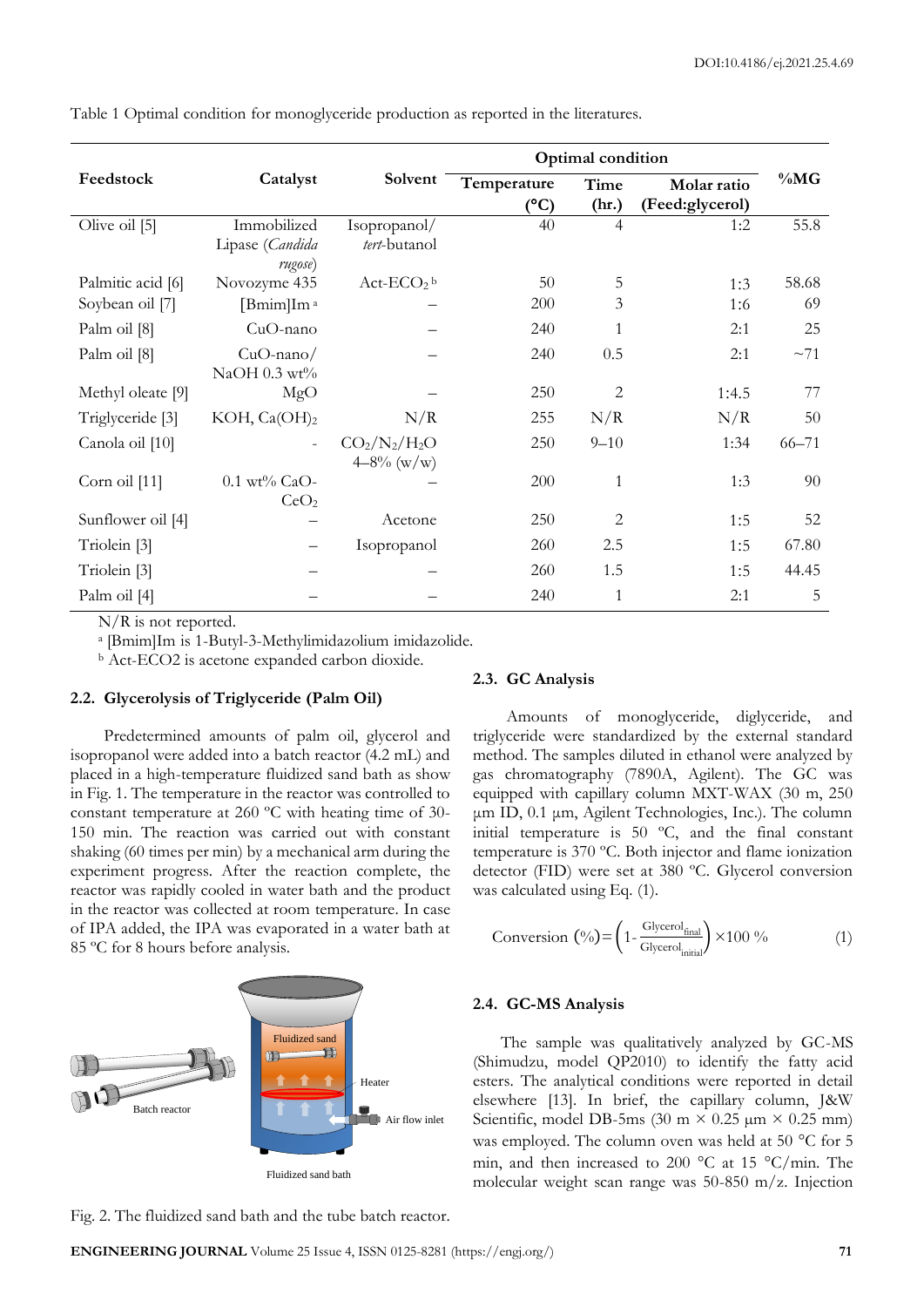Table 1 Optimal condition for monoglyceride production as reported in the literatures.

| Feedstock | Catalyst | Solvent | Optimal condition | | | %MG |
|---|---|---|---|---|---|---|
| | | | Temperature (ºC) | Time (hr.) | Molar ratio (Feed:glycerol) | |
| Olive oil [5] | Immobilized Lipase (*Candida rugose*) | Isopropanol/ *tert*-butanol | 40 | 4 | 1:2 | 55.8 |
| Palmitic acid [6] | Novozyme 435 | Act-$ECO_2$ [b] | 50 | 5 | 1:3 | 58.68 |
| Soybean oil [7] | [Bmim]Im [a] | – | 200 | 3 | 1:6 | 69 |
| Palm oil [8] | CuO-nano | – | 240 | 1 | 2:1 | 25 |
| Palm oil [8] | CuO-nano/ NaOH 0.3 wt% | – | 240 | 0.5 | 2:1 | ~71 |
| Methyl oleate [9] | MgO | – | 250 | 2 | 1:4.5 | 77 |
| Triglyceride [3] | KOH, $Ca(OH)_2$ | N/R | 255 | N/R | N/R | 50 |
| Canola oil [10] | - | $CO_2/N_2/H_2O$ 4–8% (w/w) | 250 | 9–10 | 1:34 | 66–71 |
| Corn oil [11] | 0.1 wt% CaO-$CeO_2$ | – | 200 | 1 | 1:3 | 90 |
| Sunflower oil [4] | – | Acetone | 250 | 2 | 1:5 | 52 |
| Triolein [3] | – | Isopropanol | 260 | 2.5 | 1:5 | 67.80 |
| Triolein [3] | – | – | 260 | 1.5 | 1:5 | 44.45 |
| Palm oil [4] | – | – | 240 | 1 | 2:1 | 5 |

N/R is not reported.

[a] [Bmim]Im is 1-Butyl-3-Methylimidazolium imidazolide.

[b] Act-ECO2 is acetone expanded carbon dioxide.

### 2.2. Glycerolysis of Triglyceride (Palm Oil)

Predetermined amounts of palm oil, glycerol and isopropanol were added into a batch reactor (4.2 mL) and placed in a high-temperature fluidized sand bath as show in Fig. 1. The temperature in the reactor was controlled to constant temperature at 260 ºC with heating time of 30-150 min. The reaction was carried out with constant shaking (60 times per min) by a mechanical arm during the experiment progress. After the reaction complete, the reactor was rapidly cooled in water bath and the product in the reactor was collected at room temperature. In case of IPA added, the IPA was evaporated in a water bath at 85 ºC for 8 hours before analysis.

Fig. 2. The fluidized sand bath and the tube batch reactor.

### 2.3. GC Analysis

Amounts of monoglyceride, diglyceride, and triglyceride were standardized by the external standard method. The samples diluted in ethanol were analyzed by gas chromatography (7890A, Agilent). The GC was equipped with capillary column MXT-WAX (30 m, 250 µm ID, 0.1 µm, Agilent Technologies, Inc.). The column initial temperature is 50 ºC, and the final constant temperature is 370 ºC. Both injector and flame ionization detector (FID) were set at 380 ºC. Glycerol conversion was calculated using Eq. (1).

$$\text{Conversion } (\%) = \left(1 - \frac{\text{Glycerol}_{\text{final}}}{\text{Glycerol}_{\text{initial}}}\right) \times 100\ \% \tag{1}$$

### 2.4. GC-MS Analysis

The sample was qualitatively analyzed by GC-MS (Shimudzu, model QP2010) to identify the fatty acid esters. The analytical conditions were reported in detail elsewhere [13]. In brief, the capillary column, J&W Scientific, model DB-5ms (30 m × 0.25 µm × 0.25 mm) was employed. The column oven was held at 50 °C for 5 min, and then increased to 200 °C at 15 °C/min. The molecular weight scan range was 50-850 m/z. Injection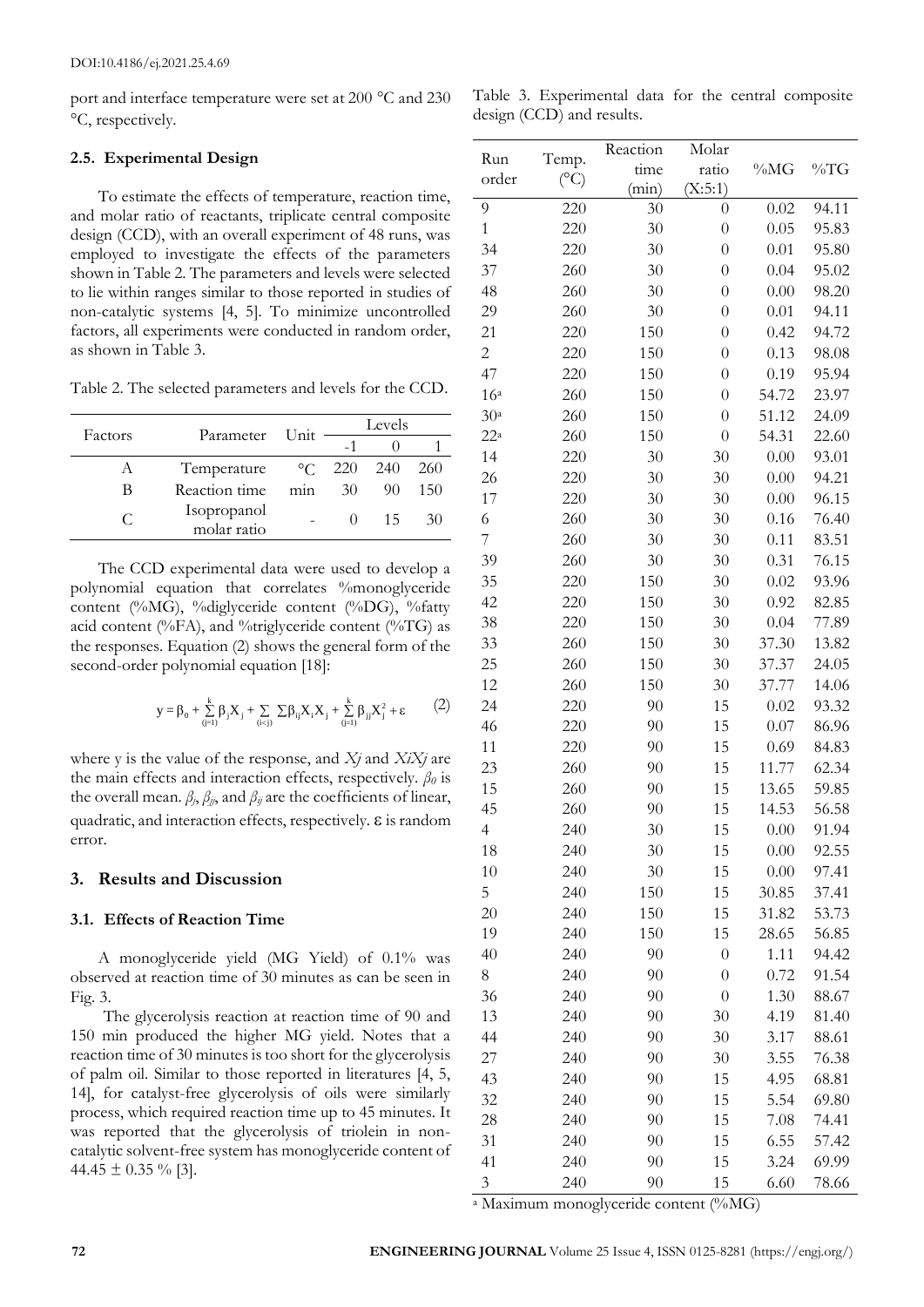port and interface temperature were set at 200 °C and 230 °C, respectively.

### 2.5. Experimental Design

To estimate the effects of temperature, reaction time, and molar ratio of reactants, triplicate central composite design (CCD), with an overall experiment of 48 runs, was employed to investigate the effects of the parameters shown in Table 2. The parameters and levels were selected to lie within ranges similar to those reported in studies of non-catalytic systems [4, 5]. To minimize uncontrolled factors, all experiments were conducted in random order, as shown in Table 3.

Table 2. The selected parameters and levels for the CCD.

| Factors | Parameter | Unit | Levels | | |
|---|---|---|---|---|---|
| | | | -1 | 0 | 1 |
| A | Temperature | °C | 220 | 240 | 260 |
| B | Reaction time | min | 30 | 90 | 150 |
| C | Isopropanol molar ratio | - | 0 | 15 | 30 |

The CCD experimental data were used to develop a polynomial equation that correlates %monoglyceride content (%MG), %diglyceride content (%DG), %fatty acid content (%FA), and %triglyceride content (%TG) as the responses. Equation (2) shows the general form of the second-order polynomial equation [18]:

$$y = \beta_0 + \sum_{(j=1)}^{k} \beta_j X_j + \sum_{(i<j)} \sum \beta_{ij} X_i X_j + \sum_{(j=1)}^{k} \beta_{jj} X_j^2 + \varepsilon \qquad (2)$$

where y is the value of the response, and $X_j$ and $X_iX_j$ are the main effects and interaction effects, respectively. $\beta_0$ is the overall mean. $\beta_j$, $\beta_{jj}$, and $\beta_{ij}$ are the coefficients of linear, quadratic, and interaction effects, respectively. ε is random error.

## 3. Results and Discussion

### 3.1. Effects of Reaction Time

A monoglyceride yield (MG Yield) of 0.1% was observed at reaction time of 30 minutes as can be seen in Fig. 3.

The glycerolysis reaction at reaction time of 90 and 150 min produced the higher MG yield. Notes that a reaction time of 30 minutes is too short for the glycerolysis of palm oil. Similar to those reported in literatures [4, 5, 14], for catalyst-free glycerolysis of oils were similarly process, which required reaction time up to 45 minutes. It was reported that the glycerolysis of triolein in non-catalytic solvent-free system has monoglyceride content of 44.45 ± 0.35 % [3].

Table 3. Experimental data for the central composite design (CCD) and results.

| Run order | Temp. (°C) | Reaction time (min) | Molar ratio (X:5:1) | %MG | %TG |
|---|---|---|---|---|---|
| 9 | 220 | 30 | 0 | 0.02 | 94.11 |
| 1 | 220 | 30 | 0 | 0.05 | 95.83 |
| 34 | 220 | 30 | 0 | 0.01 | 95.80 |
| 37 | 260 | 30 | 0 | 0.04 | 95.02 |
| 48 | 260 | 30 | 0 | 0.00 | 98.20 |
| 29 | 260 | 30 | 0 | 0.01 | 94.11 |
| 21 | 220 | 150 | 0 | 0.42 | 94.72 |
| 2 | 220 | 150 | 0 | 0.13 | 98.08 |
| 47 | 220 | 150 | 0 | 0.19 | 95.94 |
| 16[a] | 260 | 150 | 0 | 54.72 | 23.97 |
| 30[a] | 260 | 150 | 0 | 51.12 | 24.09 |
| 22[a] | 260 | 150 | 0 | 54.31 | 22.60 |
| 14 | 220 | 30 | 30 | 0.00 | 93.01 |
| 26 | 220 | 30 | 30 | 0.00 | 94.21 |
| 17 | 220 | 30 | 30 | 0.00 | 96.15 |
| 6 | 260 | 30 | 30 | 0.16 | 76.40 |
| 7 | 260 | 30 | 30 | 0.11 | 83.51 |
| 39 | 260 | 30 | 30 | 0.31 | 76.15 |
| 35 | 220 | 150 | 30 | 0.02 | 93.96 |
| 42 | 220 | 150 | 30 | 0.92 | 82.85 |
| 38 | 220 | 150 | 30 | 0.04 | 77.89 |
| 33 | 260 | 150 | 30 | 37.30 | 13.82 |
| 25 | 260 | 150 | 30 | 37.37 | 24.05 |
| 12 | 260 | 150 | 30 | 37.77 | 14.06 |
| 24 | 220 | 90 | 15 | 0.02 | 93.32 |
| 46 | 220 | 90 | 15 | 0.07 | 86.96 |
| 11 | 220 | 90 | 15 | 0.69 | 84.83 |
| 23 | 260 | 90 | 15 | 11.77 | 62.34 |
| 15 | 260 | 90 | 15 | 13.65 | 59.85 |
| 45 | 260 | 90 | 15 | 14.53 | 56.58 |
| 4 | 240 | 30 | 15 | 0.00 | 91.94 |
| 18 | 240 | 30 | 15 | 0.00 | 92.55 |
| 10 | 240 | 30 | 15 | 0.00 | 97.41 |
| 5 | 240 | 150 | 15 | 30.85 | 37.41 |
| 20 | 240 | 150 | 15 | 31.82 | 53.73 |
| 19 | 240 | 150 | 15 | 28.65 | 56.85 |
| 40 | 240 | 90 | 0 | 1.11 | 94.42 |
| 8 | 240 | 90 | 0 | 0.72 | 91.54 |
| 36 | 240 | 90 | 0 | 1.30 | 88.67 |
| 13 | 240 | 90 | 30 | 4.19 | 81.40 |
| 44 | 240 | 90 | 30 | 3.17 | 88.61 |
| 27 | 240 | 90 | 30 | 3.55 | 76.38 |
| 43 | 240 | 90 | 15 | 4.95 | 68.81 |
| 32 | 240 | 90 | 15 | 5.54 | 69.80 |
| 28 | 240 | 90 | 15 | 7.08 | 74.41 |
| 31 | 240 | 90 | 15 | 6.55 | 57.42 |
| 41 | 240 | 90 | 15 | 3.24 | 69.99 |
| 3 | 240 | 90 | 15 | 6.60 | 78.66 |

[a] Maximum monoglyceride content (%MG)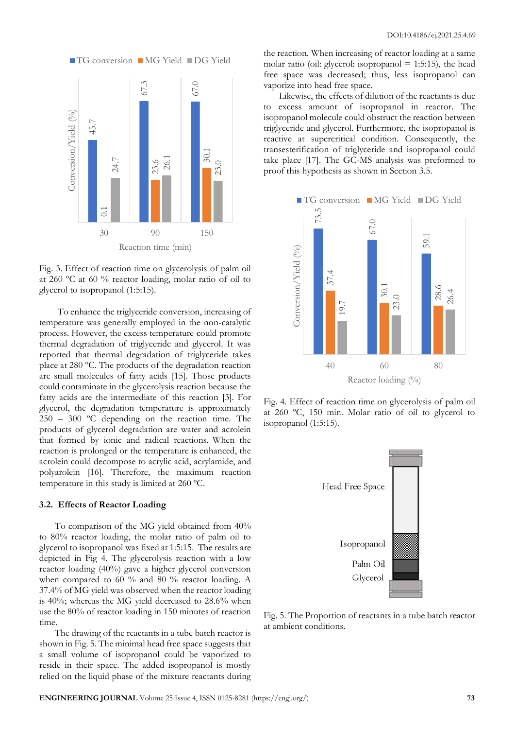Fig. 3. Effect of reaction time on glycerolysis of palm oil at 260 °C at 60 % reactor loading, molar ratio of oil to glycerol to isopropanol (1:5:15).

To enhance the triglyceride conversion, increasing of temperature was generally employed in the non-catalytic process. However, the excess temperature could promote thermal degradation of triglyceride and glycerol. It was reported that thermal degradation of triglyceride takes place at 280 °C. The products of the degradation reaction are small molecules of fatty acids [15]. Those products could contaminate in the glycerolysis reaction because the fatty acids are the intermediate of this reaction [3]. For glycerol, the degradation temperature is approximately 250 – 300 °C depending on the reaction time. The products of glycerol degradation are water and acrolein that formed by ionic and radical reactions. When the reaction is prolonged or the temperature is enhanced, the acrolein could decompose to acrylic acid, acrylamide, and polyarolein [16]. Therefore, the maximum reaction temperature in this study is limited at 260 °C.

### 3.2. Effects of Reactor Loading

To comparison of the MG yield obtained from 40% to 80% reactor loading, the molar ratio of palm oil to glycerol to isopropanol was fixed at 1:5:15. The results are depicted in Fig 4. The glycerolysis reaction with a low reactor loading (40%) gave a higher glycerol conversion when compared to 60 % and 80 % reactor loading. A 37.4% of MG yield was observed when the reactor loading is 40%; whereas the MG yield decreased to 28.6% when use the 80% of reactor loading in 150 minutes of reaction time.

The drawing of the reactants in a tube batch reactor is shown in Fig. 5. The minimal head free space suggests that a small volume of isopropanol could be vaporized to reside in their space. The added isopropanol is mostly relied on the liquid phase of the mixture reactants during the reaction. When increasing of reactor loading at a same molar ratio (oil: glycerol: isopropanol = 1:5:15), the head free space was decreased; thus, less isopropanol can vaporize into head free space.

Likewise, the effects of dilution of the reactants is due to excess amount of isopropanol in reactor. The isopropanol molecule could obstruct the reaction between triglyceride and glycerol. Furthermore, the isopropanol is reactive at supercritical condition. Consequently, the transesterification of triglyceride and isopropanol could take place [17]. The GC-MS analysis was preformed to proof this hypothesis as shown in Section 3.5.

Fig. 4. Effect of reaction time on glycerolysis of palm oil at 260 °C, 150 min. Molar ratio of oil to glycerol to isopropanol (1:5:15).

Fig. 5. The Proportion of reactants in a tube batch reactor at ambient conditions.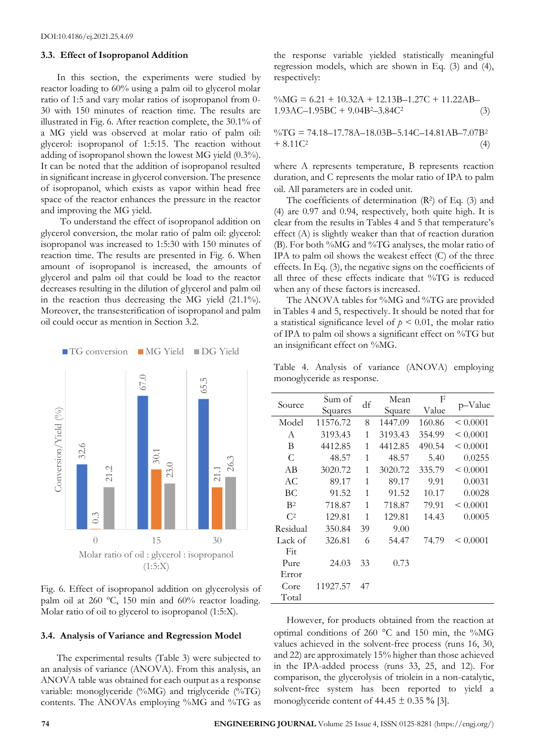DOI:10.4186/ej.2021.25.4.69

### 3.3. Effect of Isopropanol Addition

In this section, the experiments were studied by reactor loading to 60% using a palm oil to glycerol molar ratio of 1:5 and vary molar ratios of isopropanol from 0-30 with 150 minutes of reaction time. The results are illustrated in Fig. 6. After reaction complete, the 30.1% of a MG yield was observed at molar ratio of palm oil: glycerol: isopropanol of 1:5:15. The reaction without adding of isopropanol shown the lowest MG yield (0.3%). It can be noted that the addition of isopropanol resulted in significant increase in glycerol conversion. The presence of isopropanol, which exists as vapor within head free space of the reactor enhances the pressure in the reactor and improving the MG yield.

To understand the effect of isopropanol addition on glycerol conversion, the molar ratio of palm oil: glycerol: isopropanol was increased to 1:5:30 with 150 minutes of reaction time. The results are presented in Fig. 6. When amount of isopropanol is increased, the amounts of glycerol and palm oil that could be load to the reactor decreases resulting in the dilution of glycerol and palm oil in the reaction thus decreasing the MG yield (21.1%). Moreover, the transesterification of isopropanol and palm oil could occur as mention in Section 3.2.

Fig. 6. Effect of isopropanol addition on glycerolysis of palm oil at 260 ºC, 150 min and 60% reactor loading. Molar ratio of oil to glycerol to isopropanol (1:5:X).

### 3.4. Analysis of Variance and Regression Model

The experimental results (Table 3) were subjected to an analysis of variance (ANOVA). From this analysis, an ANOVA table was obtained for each output as a response variable: monoglyceride (%MG) and triglyceride (%TG) contents. The ANOVAs employing %MG and %TG as the response variable yielded statistically meaningful regression models, which are shown in Eq. (3) and (4), respectively:

$$\%MG = 6.21 + 10.32A + 12.13B - 1.27C + 11.22AB - 1.93AC - 1.95BC + 9.04B^2 - 3.84C^2 \quad (3)$$

$$\%TG = 74.18 - 17.78A - 18.03B - 5.14C - 14.81AB - 7.07B^2 + 8.11C^2 \quad (4)$$

where A represents temperature, B represents reaction duration, and C represents the molar ratio of IPA to palm oil. All parameters are in coded unit.

The coefficients of determination ($R^2$) of Eq. (3) and (4) are 0.97 and 0.94, respectively, both quite high. It is clear from the results in Tables 4 and 5 that temperature's effect (A) is slightly weaker than that of reaction duration (B). For both %MG and %TG analyses, the molar ratio of IPA to palm oil shows the weakest effect (C) of the three effects. In Eq. (3), the negative signs on the coefficients of all three of these effects indicate that %TG is reduced when any of these factors is increased.

The ANOVA tables for %MG and %TG are provided in Tables 4 and 5, respectively. It should be noted that for a statistical significance level of $p < 0.01$, the molar ratio of IPA to palm oil shows a significant effect on %TG but an insignificant effect on %MG.

Table 4. Analysis of variance (ANOVA) employing monoglyceride as response.

| Source | Sum of Squares | df | Mean Square | F Value | p–Value |
|---|---|---|---|---|---|
| Model | 11576.72 | 8 | 1447.09 | 160.86 | < 0.0001 |
| A | 3193.43 | 1 | 3193.43 | 354.99 | < 0.0001 |
| B | 4412.85 | 1 | 4412.85 | 490.54 | < 0.0001 |
| C | 48.57 | 1 | 48.57 | 5.40 | 0.0255 |
| AB | 3020.72 | 1 | 3020.72 | 335.79 | < 0.0001 |
| AC | 89.17 | 1 | 89.17 | 9.91 | 0.0031 |
| BC | 91.52 | 1 | 91.52 | 10.17 | 0.0028 |
| $B^2$ | 718.87 | 1 | 718.87 | 79.91 | < 0.0001 |
| $C^2$ | 129.81 | 1 | 129.81 | 14.43 | 0.0005 |
| Residual | 350.84 | 39 | 9.00 | | |
| Lack of Fit | 326.81 | 6 | 54.47 | 74.79 | < 0.0001 |
| Pure Error | 24.03 | 33 | 0.73 | | |
| Core Total | 11927.57 | 47 | | | |

However, for products obtained from the reaction at optimal conditions of 260 °C and 150 min, the %MG values achieved in the solvent-free process (runs 16, 30, and 22) are approximately 15% higher than those achieved in the IPA-added process (runs 33, 25, and 12). For comparison, the glycerolysis of triolein in a non-catalytic, solvent-free system has been reported to yield a monoglyceride content of 44.45 ± 0.35 % [3].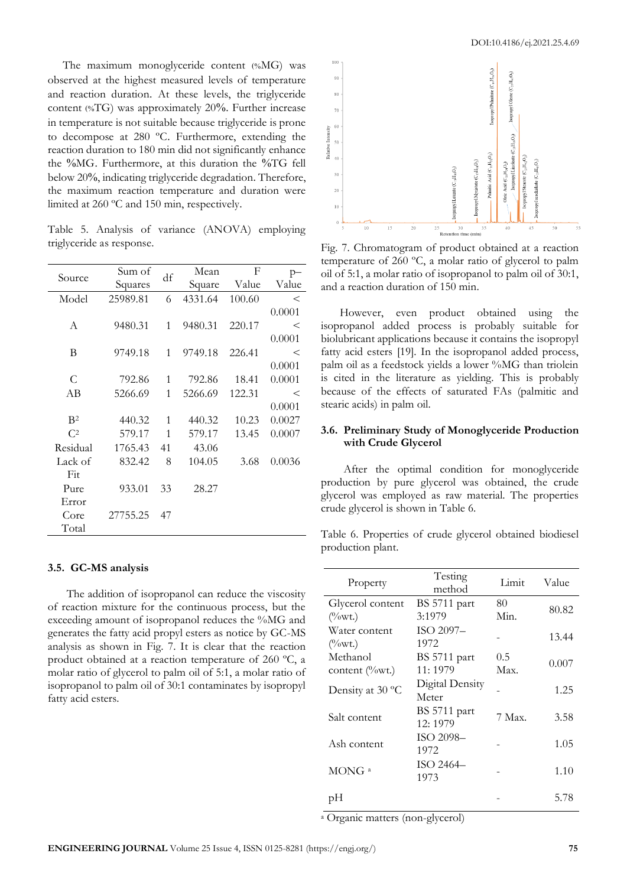The maximum monoglyceride content (%MG) was observed at the highest measured levels of temperature and reaction duration. At these levels, the triglyceride content (%TG) was approximately 20%. Further increase in temperature is not suitable because triglyceride is prone to decompose at 280 ºC. Furthermore, extending the reaction duration to 180 min did not significantly enhance the %MG. Furthermore, at this duration the %TG fell below 20%, indicating triglyceride degradation. Therefore, the maximum reaction temperature and duration were limited at 260 ºC and 150 min, respectively.

Table 5. Analysis of variance (ANOVA) employing triglyceride as response.

| Source | Sum of Squares | df | Mean Square | F Value | p–Value |
|---|---|---|---|---|---|
| Model | 25989.81 | 6 | 4331.64 | 100.60 | < 0.0001 |
| A | 9480.31 | 1 | 9480.31 | 220.17 | < 0.0001 |
| B | 9749.18 | 1 | 9749.18 | 226.41 | < 0.0001 |
| C | 792.86 | 1 | 792.86 | 18.41 | 0.0001 |
| AB | 5266.69 | 1 | 5266.69 | 122.31 | < 0.0001 |
| $B^2$ | 440.32 | 1 | 440.32 | 10.23 | 0.0027 |
| $C^2$ | 579.17 | 1 | 579.17 | 13.45 | 0.0007 |
| Residual | 1765.43 | 41 | 43.06 | | |
| Lack of Fit | 832.42 | 8 | 104.05 | 3.68 | 0.0036 |
| Pure Error | 933.01 | 33 | 28.27 | | |
| Core Total | 27755.25 | 47 | | | |

### 3.5. GC-MS analysis

The addition of isopropanol can reduce the viscosity of reaction mixture for the continuous process, but the exceeding amount of isopropanol reduces the %MG and generates the fatty acid propyl esters as notice by GC-MS analysis as shown in Fig. 7. It is clear that the reaction product obtained at a reaction temperature of 260 ºC, a molar ratio of glycerol to palm oil of 5:1, a molar ratio of isopropanol to palm oil of 30:1 contaminates by isopropyl fatty acid esters.

Fig. 7. Chromatogram of product obtained at a reaction temperature of 260 ºC, a molar ratio of glycerol to palm oil of 5:1, a molar ratio of isopropanol to palm oil of 30:1, and a reaction duration of 150 min.

However, even product obtained using the isopropanol added process is probably suitable for biolubricant applications because it contains the isopropyl fatty acid esters [19]. In the isopropanol added process, palm oil as a feedstock yields a lower %MG than triolein is cited in the literature as yielding. This is probably because of the effects of saturated FAs (palmitic and stearic acids) in palm oil.

### 3.6. Preliminary Study of Monoglyceride Production with Crude Glycerol

After the optimal condition for monoglyceride production by pure glycerol was obtained, the crude glycerol was employed as raw material. The properties crude glycerol is shown in Table 6.

Table 6. Properties of crude glycerol obtained biodiesel production plant.

| Property | Testing method | Limit | Value |
|---|---|---|---|
| Glycerol content (%wt.) | BS 5711 part 3:1979 | 80 Min. | 80.82 |
| Water content (%wt.) | ISO 2097–1972 | - | 13.44 |
| Methanol content (%wt.) | BS 5711 part 11: 1979 | 0.5 Max. | 0.007 |
| Density at 30 °C | Digital Density Meter | - | 1.25 |
| Salt content | BS 5711 part 12: 1979 | 7 Max. | 3.58 |
| Ash content | ISO 2098–1972 | - | 1.05 |
| MONG [a] | ISO 2464–1973 | - | 1.10 |
| pH | | - | 5.78 |

[a] Organic matters (non-glycerol)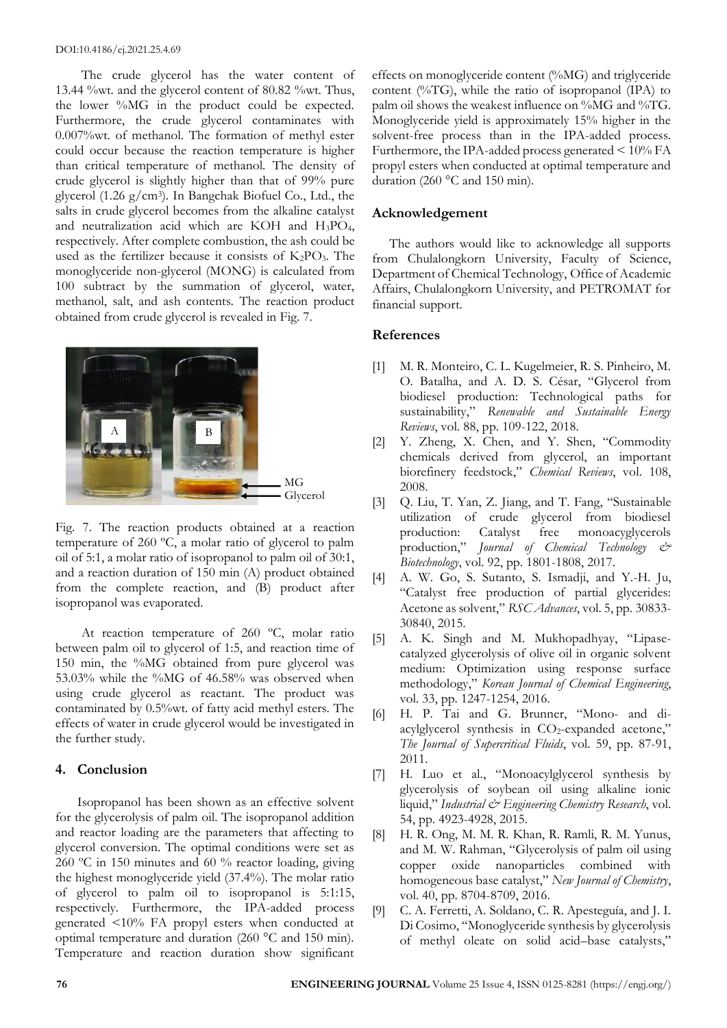The crude glycerol has the water content of 13.44 %wt. and the glycerol content of 80.82 %wt. Thus, the lower %MG in the product could be expected. Furthermore, the crude glycerol contaminates with 0.007%wt. of methanol. The formation of methyl ester could occur because the reaction temperature is higher than critical temperature of methanol. The density of crude glycerol is slightly higher than that of 99% pure glycerol (1.26 g/cm$^3$). In Bangchak Biofuel Co., Ltd., the salts in crude glycerol becomes from the alkaline catalyst and neutralization acid which are KOH and $H_3PO_4$, respectively. After complete combustion, the ash could be used as the fertilizer because it consists of $K_2PO_3$. The monoglyceride non-glycerol (MONG) is calculated from 100 subtract by the summation of glycerol, water, methanol, salt, and ash contents. The reaction product obtained from crude glycerol is revealed in Fig. 7.

Fig. 7. The reaction products obtained at a reaction temperature of 260 ºC, a molar ratio of glycerol to palm oil of 5:1, a molar ratio of isopropanol to palm oil of 30:1, and a reaction duration of 150 min (A) product obtained from the complete reaction, and (B) product after isopropanol was evaporated.

At reaction temperature of 260 ºC, molar ratio between palm oil to glycerol of 1:5, and reaction time of 150 min, the %MG obtained from pure glycerol was 53.03% while the %MG of 46.58% was observed when using crude glycerol as reactant. The product was contaminated by 0.5%wt. of fatty acid methyl esters. The effects of water in crude glycerol would be investigated in the further study.

## 4. Conclusion

Isopropanol has been shown as an effective solvent for the glycerolysis of palm oil. The isopropanol addition and reactor loading are the parameters that affecting to glycerol conversion. The optimal conditions were set as 260 ºC in 150 minutes and 60 % reactor loading, giving the highest monoglyceride yield (37.4%). The molar ratio of glycerol to palm oil to isopropanol is 5:1:15, respectively. Furthermore, the IPA-added process generated <10% FA propyl esters when conducted at optimal temperature and duration (260 °C and 150 min). Temperature and reaction duration show significant effects on monoglyceride content (%MG) and triglyceride content (%TG), while the ratio of isopropanol (IPA) to palm oil shows the weakest influence on %MG and %TG. Monoglyceride yield is approximately 15% higher in the solvent-free process than in the IPA-added process. Furthermore, the IPA-added process generated < 10% FA propyl esters when conducted at optimal temperature and duration (260 °C and 150 min).

## Acknowledgement

The authors would like to acknowledge all supports from Chulalongkorn University, Faculty of Science, Department of Chemical Technology, Office of Academic Affairs, Chulalongkorn University, and PETROMAT for financial support.

## References

[1] M. R. Monteiro, C. L. Kugelmeier, R. S. Pinheiro, M. O. Batalha, and A. D. S. César, "Glycerol from biodiesel production: Technological paths for sustainability," *Renewable and Sustainable Energy Reviews*, vol. 88, pp. 109-122, 2018.

[2] Y. Zheng, X. Chen, and Y. Shen, "Commodity chemicals derived from glycerol, an important biorefinery feedstock," *Chemical Reviews*, vol. 108, 2008.

[3] Q. Liu, T. Yan, Z. Jiang, and T. Fang, "Sustainable utilization of crude glycerol from biodiesel production: Catalyst free monoacyglycerols production," *Journal of Chemical Technology & Biotechnology*, vol. 92, pp. 1801-1808, 2017.

[4] A. W. Go, S. Sutanto, S. Ismadji, and Y.-H. Ju, "Catalyst free production of partial glycerides: Acetone as solvent," *RSC Advances*, vol. 5, pp. 30833-30840, 2015.

[5] A. K. Singh and M. Mukhopadhyay, "Lipase-catalyzed glycerolysis of olive oil in organic solvent medium: Optimization using response surface methodology," *Korean Journal of Chemical Engineering*, vol. 33, pp. 1247-1254, 2016.

[6] H. P. Tai and G. Brunner, "Mono- and di-acylglycerol synthesis in $CO_2$-expanded acetone," *The Journal of Supercritical Fluids*, vol. 59, pp. 87-91, 2011.

[7] H. Luo et al., "Monoacylglycerol synthesis by glycerolysis of soybean oil using alkaline ionic liquid," *Industrial & Engineering Chemistry Research*, vol. 54, pp. 4923-4928, 2015.

[8] H. R. Ong, M. M. R. Khan, R. Ramli, R. M. Yunus, and M. W. Rahman, "Glycerolysis of palm oil using copper oxide nanoparticles combined with homogeneous base catalyst," *New Journal of Chemistry*, vol. 40, pp. 8704-8709, 2016.

[9] C. A. Ferretti, A. Soldano, C. R. Apesteguía, and J. I. Di Cosimo, "Monoglyceride synthesis by glycerolysis of methyl oleate on solid acid–base catalysts,"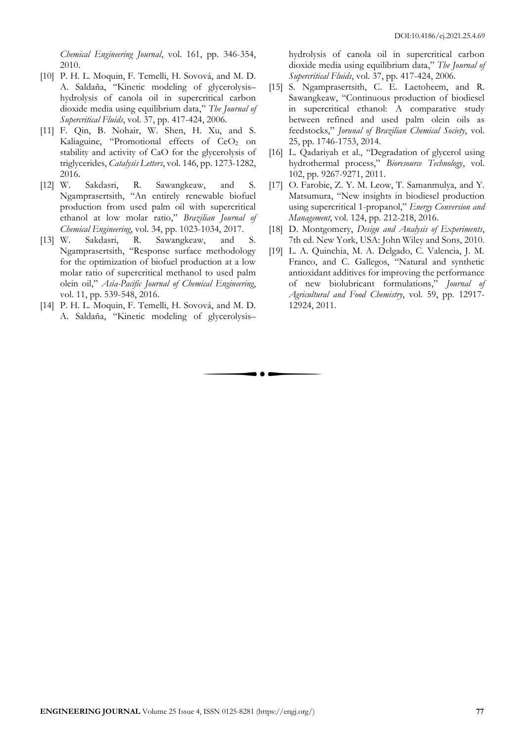*Chemical Engineering Journal*, vol. 161, pp. 346-354, 2010.

[10] P. H. L. Moquin, F. Temelli, H. Sovová, and M. D. A. Saldaña, "Kinetic modeling of glycerolysis–hydrolysis of canola oil in supercritical carbon dioxide media using equilibrium data," *The Journal of Supercritical Fluids*, vol. 37, pp. 417-424, 2006.

[11] F. Qin, B. Nohair, W. Shen, H. Xu, and S. Kaliaguine, "Promotional effects of $CeO_2$ on stability and activity of CaO for the glycerolysis of triglycerides, *Catalysis Letters*, vol. 146, pp. 1273-1282, 2016.

[12] W. Sakdasri, R. Sawangkeaw, and S. Ngamprasertsith, "An entirely renewable biofuel production from used palm oil with supercritical ethanol at low molar ratio," *Brazilian Journal of Chemical Engineering*, vol. 34, pp. 1023-1034, 2017.

[13] W. Sakdasri, R. Sawangkeaw, and S. Ngamprasertsith, "Response surface methodology for the optimization of biofuel production at a low molar ratio of supercritical methanol to used palm olein oil," *Asia-Pacific Journal of Chemical Engineering*, vol. 11, pp. 539-548, 2016.

[14] P. H. L. Moquin, F. Temelli, H. Sovová, and M. D. A. Saldaña, "Kinetic modeling of glycerolysis–hydrolysis of canola oil in supercritical carbon dioxide media using equilibrium data," *The Journal of Supercritical Fluids*, vol. 37, pp. 417-424, 2006.

[15] S. Ngamprasertsith, C. E. Laetoheem, and R. Sawangkeaw, "Continuous production of biodiesel in supercritical ethanol: A comparative study between refined and used palm olein oils as feedstocks," *Joruna of Brazilian Chemical Society*, vol. 25, pp. 1746-1753, 2014.

[16] L. Qadariyah et al., "Degradation of glycerol using hydrothermal process," *Bioresource Technology*, vol. 102, pp. 9267-9271, 2011.

[17] O. Farobie, Z. Y. M. Leow, T. Samanmulya, and Y. Matsumura, "New insights in biodiesel production using supercritical 1-propanol," *Energy Conversion and Management*, vol. 124, pp. 212-218, 2016.

[18] D. Montgomery, *Design and Analysis of Experiments*, 7th ed. New York, USA: John Wiley and Sons, 2010.

[19] L. A. Quinchia, M. A. Delgado, C. Valencia, J. M. Franco, and C. Gallegos, "Natural and synthetic antioxidant additives for improving the performance of new biolubricant formulations," *Journal of Agricultural and Food Chemistry*, vol. 59, pp. 12917-12924, 2011.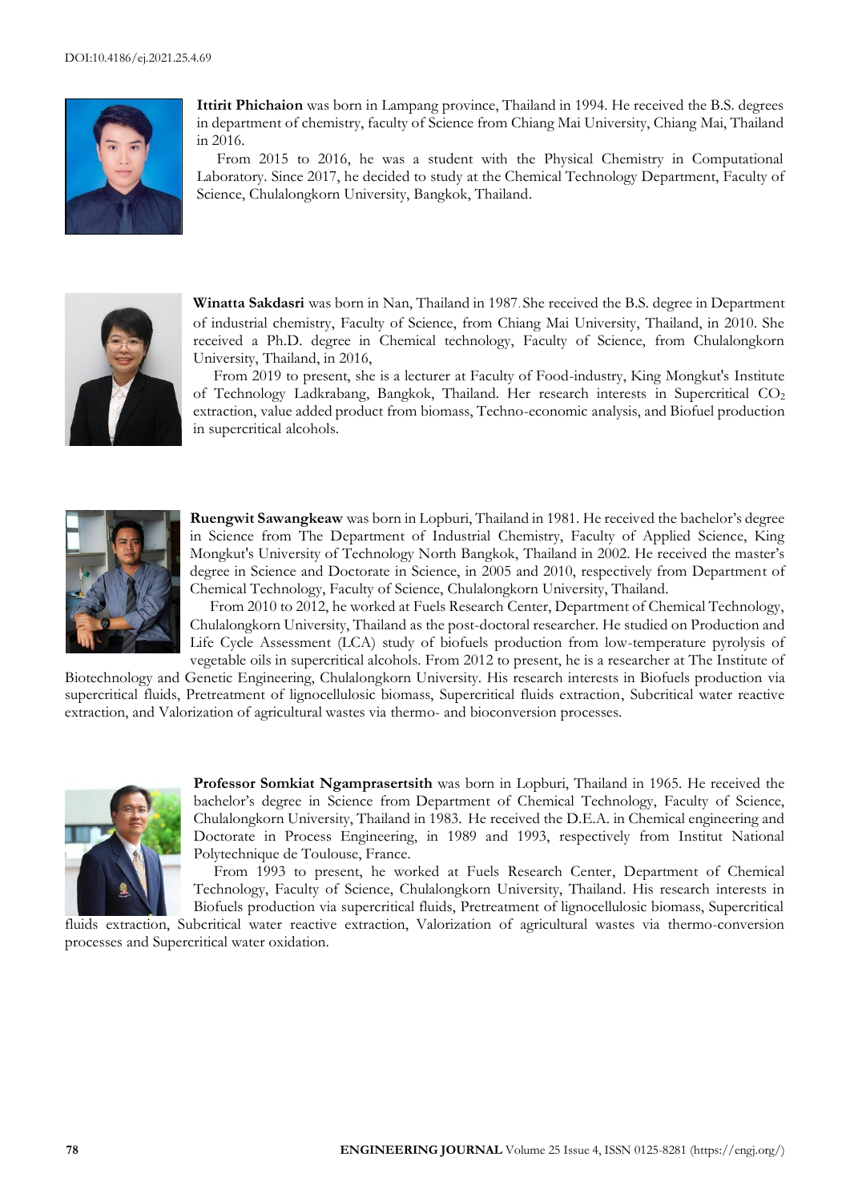**Ittirit Phichaion** was born in Lampang province, Thailand in 1994. He received the B.S. degrees in department of chemistry, faculty of Science from Chiang Mai University, Chiang Mai, Thailand in 2016.

From 2015 to 2016, he was a student with the Physical Chemistry in Computational Laboratory. Since 2017, he decided to study at the Chemical Technology Department, Faculty of Science, Chulalongkorn University, Bangkok, Thailand.

**Winatta Sakdasri** was born in Nan, Thailand in 1987. She received the B.S. degree in Department of industrial chemistry, Faculty of Science, from Chiang Mai University, Thailand, in 2010. She received a Ph.D. degree in Chemical technology, Faculty of Science, from Chulalongkorn University, Thailand, in 2016,

From 2019 to present, she is a lecturer at Faculty of Food-industry, King Mongkut's Institute of Technology Ladkrabang, Bangkok, Thailand. Her research interests in Supercritical $CO_2$ extraction, value added product from biomass, Techno-economic analysis, and Biofuel production in supercritical alcohols.

**Ruengwit Sawangkeaw** was born in Lopburi, Thailand in 1981. He received the bachelor's degree in Science from The Department of Industrial Chemistry, Faculty of Applied Science, King Mongkut's University of Technology North Bangkok, Thailand in 2002. He received the master's degree in Science and Doctorate in Science, in 2005 and 2010, respectively from Department of Chemical Technology, Faculty of Science, Chulalongkorn University, Thailand.

From 2010 to 2012, he worked at Fuels Research Center, Department of Chemical Technology, Chulalongkorn University, Thailand as the post-doctoral researcher. He studied on Production and Life Cycle Assessment (LCA) study of biofuels production from low-temperature pyrolysis of vegetable oils in supercritical alcohols. From 2012 to present, he is a researcher at The Institute of Biotechnology and Genetic Engineering, Chulalongkorn University. His research interests in Biofuels production via supercritical fluids, Pretreatment of lignocellulosic biomass, Supercritical fluids extraction, Subcritical water reactive extraction, and Valorization of agricultural wastes via thermo- and bioconversion processes.

**Professor Somkiat Ngamprasertsith** was born in Lopburi, Thailand in 1965. He received the bachelor's degree in Science from Department of Chemical Technology, Faculty of Science, Chulalongkorn University, Thailand in 1983. He received the D.E.A. in Chemical engineering and Doctorate in Process Engineering, in 1989 and 1993, respectively from Institut National Polytechnique de Toulouse, France.

From 1993 to present, he worked at Fuels Research Center, Department of Chemical Technology, Faculty of Science, Chulalongkorn University, Thailand. His research interests in Biofuels production via supercritical fluids, Pretreatment of lignocellulosic biomass, Supercritical fluids extraction, Subcritical water reactive extraction, Valorization of agricultural wastes via thermo-conversion processes and Supercritical water oxidation.